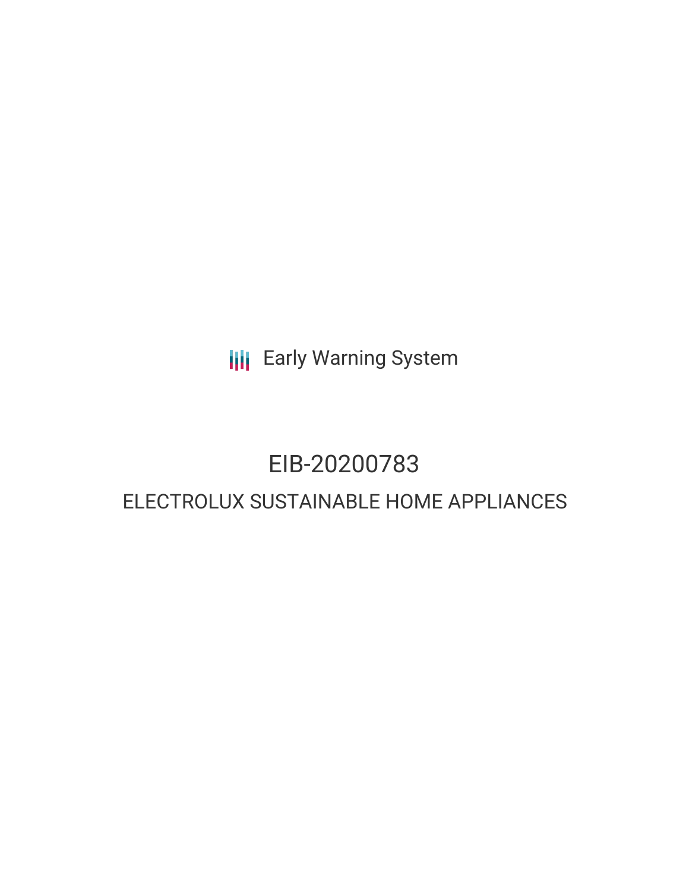Early Warning System

# EIB-20200783

## ELECTROLUX SUSTAINABLE HOME APPLIANCES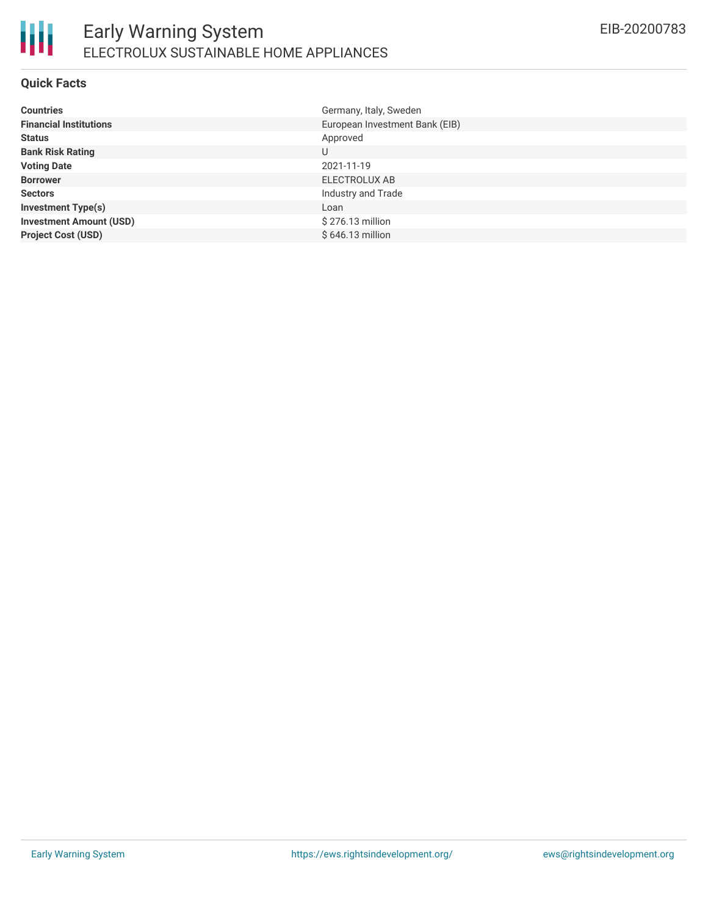# Early Warning System

## ELECTROLUX SUSTAINABLE HOME APPLIANCES

EIB-20200783

### Quick Facts

| | |
|---|---|
| **Countries** | Germany, Italy, Sweden |
| **Financial Institutions** | European Investment Bank (EIB) |
| **Status** | Approved |
| **Bank Risk Rating** | U |
| **Voting Date** | 2021-11-19 |
| **Borrower** | ELECTROLUX AB |
| **Sectors** | Industry and Trade |
| **Investment Type(s)** | Loan |
| **Investment Amount (USD)** | $ 276.13 million |
| **Project Cost (USD)** | $ 646.13 million |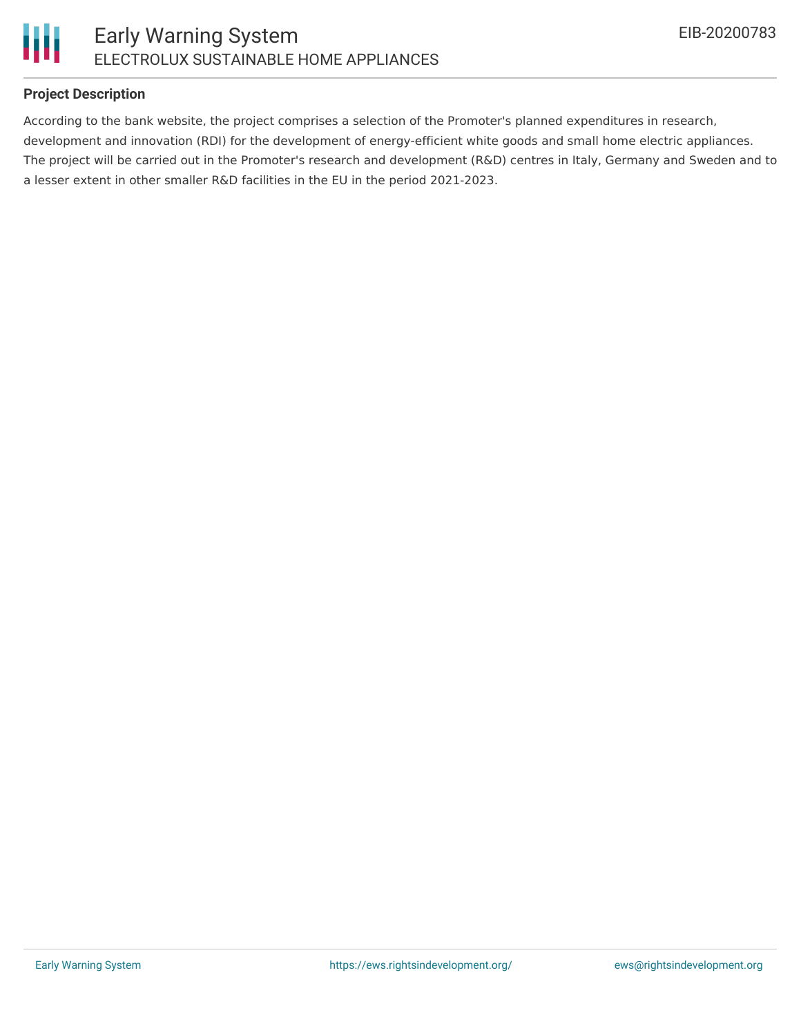**Project Description**

According to the bank website, the project comprises a selection of the Promoter's planned expenditures in research, development and innovation (RDI) for the development of energy-efficient white goods and small home electric appliances. The project will be carried out in the Promoter's research and development (R&D) centres in Italy, Germany and Sweden and to a lesser extent in other smaller R&D facilities in the EU in the period 2021-2023.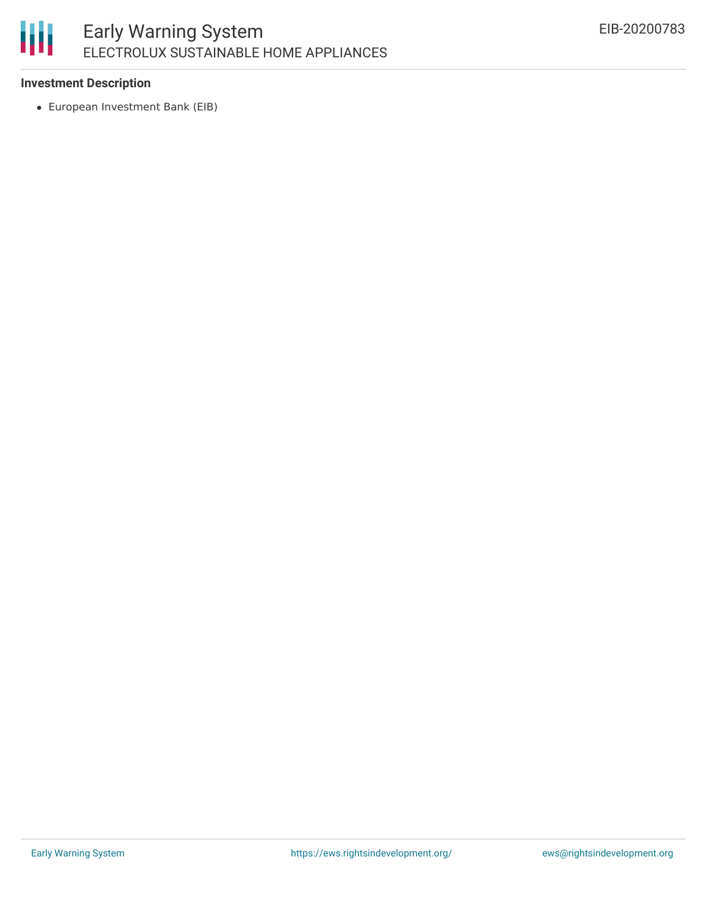**Investment Description**

- European Investment Bank (EIB)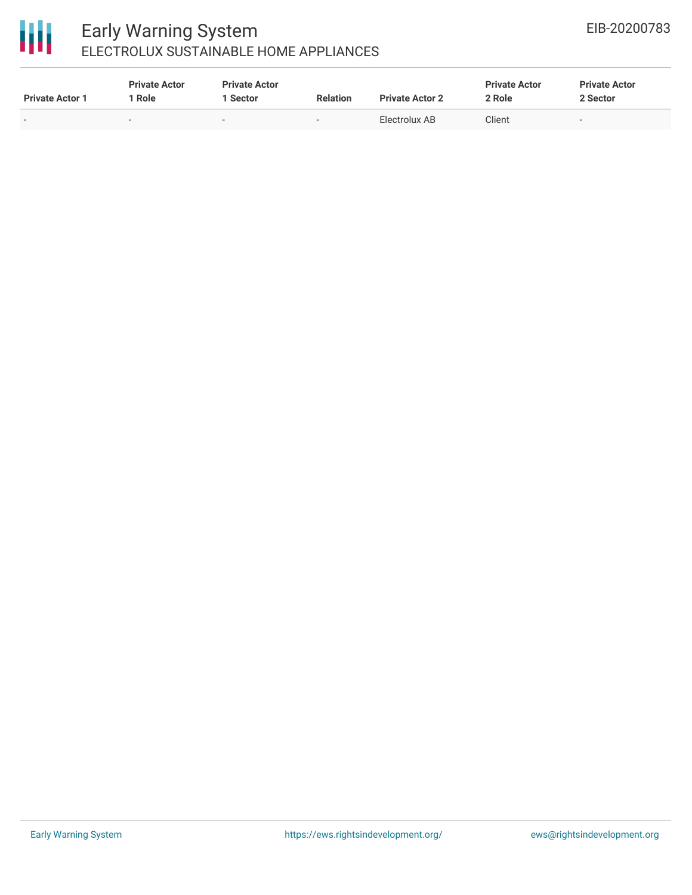| Private Actor 1 | Private Actor 1 Role | Private Actor 1 Sector | Relation | Private Actor 2 | Private Actor 2 Role | Private Actor 2 Sector |
|---|---|---|---|---|---|---|
| - | - | - | - | Electrolux AB | Client | - |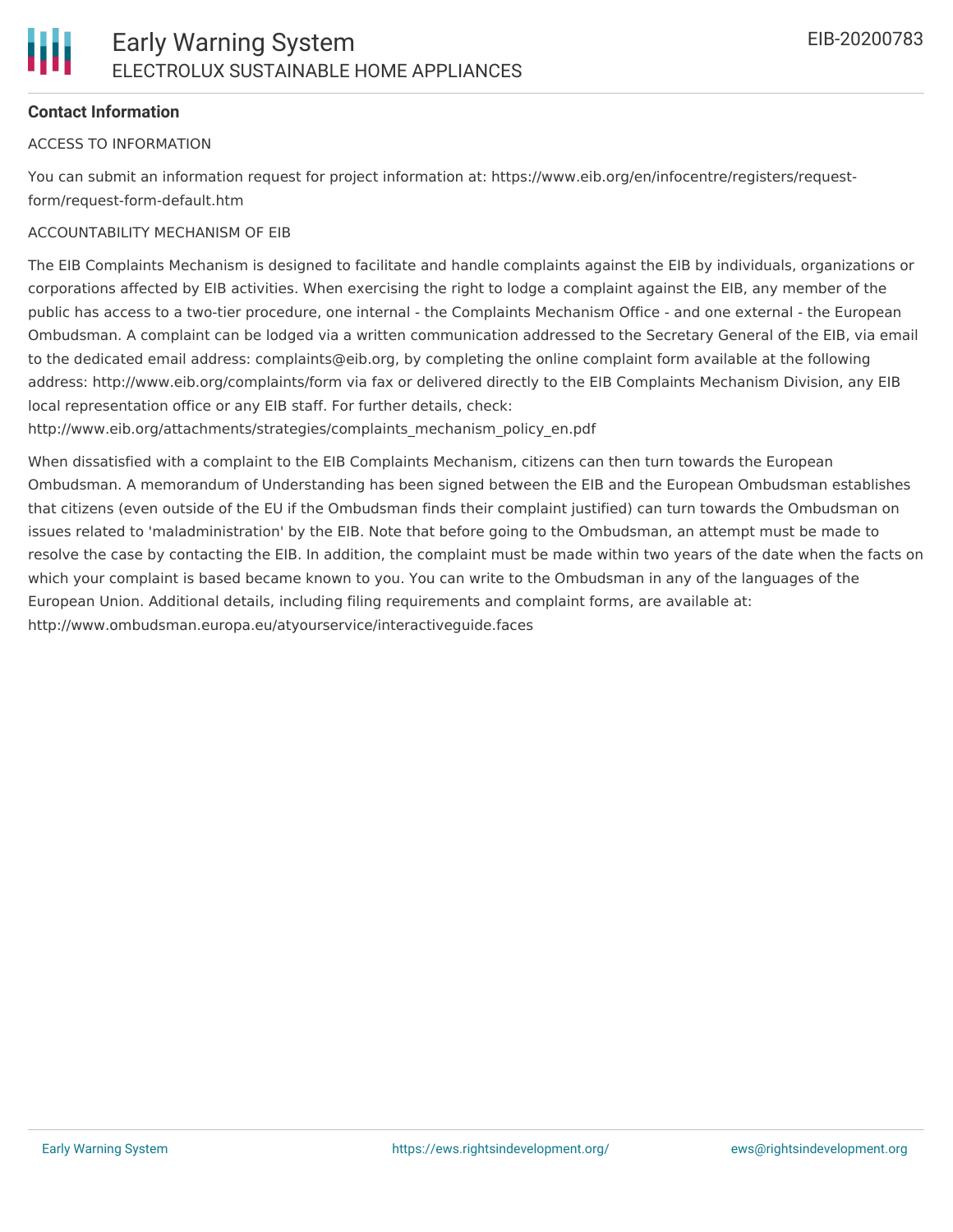**Contact Information**

ACCESS TO INFORMATION

You can submit an information request for project information at: https://www.eib.org/en/infocentre/registers/request-form/request-form-default.htm

ACCOUNTABILITY MECHANISM OF EIB

The EIB Complaints Mechanism is designed to facilitate and handle complaints against the EIB by individuals, organizations or corporations affected by EIB activities. When exercising the right to lodge a complaint against the EIB, any member of the public has access to a two-tier procedure, one internal - the Complaints Mechanism Office - and one external - the European Ombudsman. A complaint can be lodged via a written communication addressed to the Secretary General of the EIB, via email to the dedicated email address: complaints@eib.org, by completing the online complaint form available at the following address: http://www.eib.org/complaints/form via fax or delivered directly to the EIB Complaints Mechanism Division, any EIB local representation office or any EIB staff. For further details, check: http://www.eib.org/attachments/strategies/complaints_mechanism_policy_en.pdf

When dissatisfied with a complaint to the EIB Complaints Mechanism, citizens can then turn towards the European Ombudsman. A memorandum of Understanding has been signed between the EIB and the European Ombudsman establishes that citizens (even outside of the EU if the Ombudsman finds their complaint justified) can turn towards the Ombudsman on issues related to 'maladministration' by the EIB. Note that before going to the Ombudsman, an attempt must be made to resolve the case by contacting the EIB. In addition, the complaint must be made within two years of the date when the facts on which your complaint is based became known to you. You can write to the Ombudsman in any of the languages of the European Union. Additional details, including filing requirements and complaint forms, are available at: http://www.ombudsman.europa.eu/atyourservice/interactiveguide.faces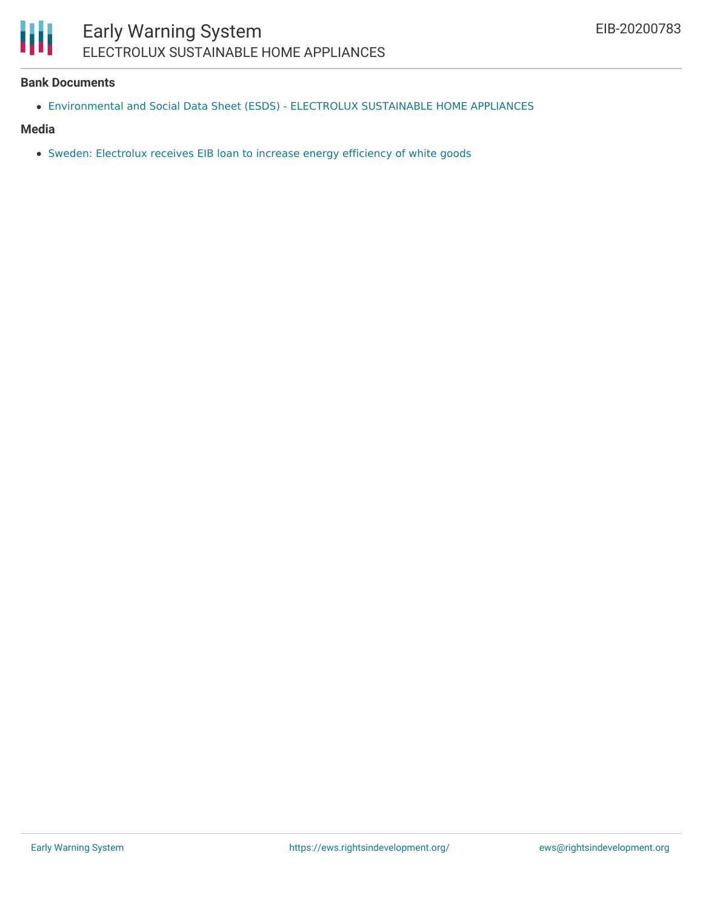**Bank Documents**

- Environmental and Social Data Sheet (ESDS) - ELECTROLUX SUSTAINABLE HOME APPLIANCES

**Media**

- Sweden: Electrolux receives EIB loan to increase energy efficiency of white goods